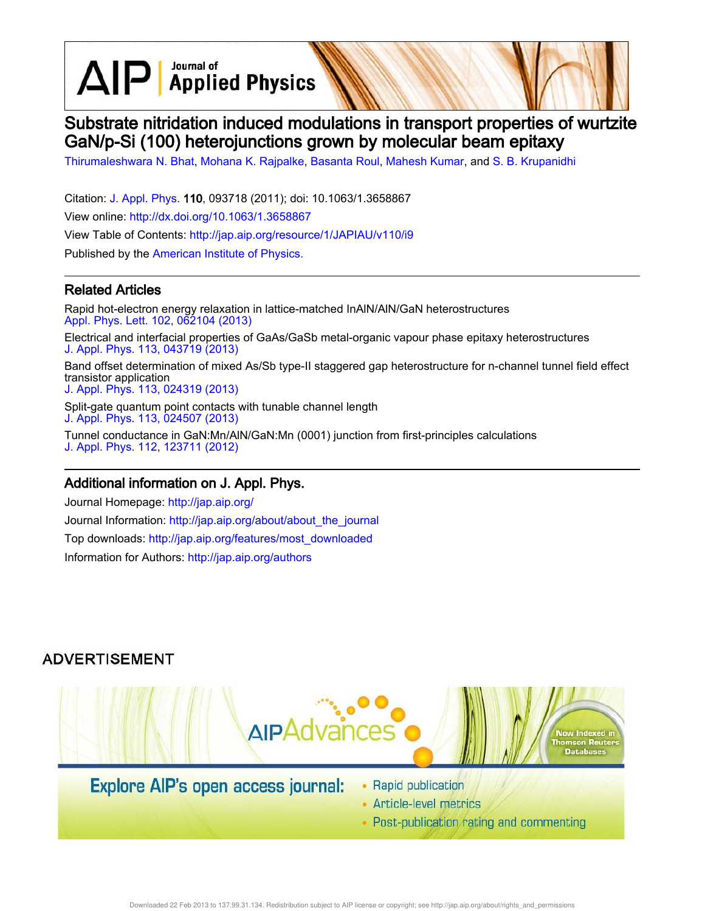AIP | Journal of Applied Physics

# Substrate nitridation induced modulations in transport properties of wurtzite GaN/p-Si (100) heterojunctions grown by molecular beam epitaxy

Thirumaleshwara N. Bhat, Mohana K. Rajpalke, Basanta Roul, Mahesh Kumar, and S. B. Krupanidhi

Citation: J. Appl. Phys. **110**, 093718 (2011); doi: 10.1063/1.3658867

View online: http://dx.doi.org/10.1063/1.3658867

View Table of Contents: http://jap.aip.org/resource/1/JAPIAU/v110/i9

Published by the American Institute of Physics.

## Related Articles

Rapid hot-electron energy relaxation in lattice-matched InAlN/AlN/GaN heterostructures
Appl. Phys. Lett. 102, 062104 (2013)

Electrical and interfacial properties of GaAs/GaSb metal-organic vapour phase epitaxy heterostructures
J. Appl. Phys. 113, 043719 (2013)

Band offset determination of mixed As/Sb type-II staggered gap heterostructure for n-channel tunnel field effect transistor application
J. Appl. Phys. 113, 024319 (2013)

Split-gate quantum point contacts with tunable channel length
J. Appl. Phys. 113, 024507 (2013)

Tunnel conductance in GaN:Mn/AlN/GaN:Mn (0001) junction from first-principles calculations
J. Appl. Phys. 112, 123711 (2012)

## Additional information on J. Appl. Phys.

Journal Homepage: http://jap.aip.org/

Journal Information: http://jap.aip.org/about/about_the_journal

Top downloads: http://jap.aip.org/features/most_downloaded

Information for Authors: http://jap.aip.org/authors

ADVERTISEMENT

AIPAdvances

Explore AIP's open access journal:

- Rapid publication
- Article-level metrics
- Post-publication rating and commenting

Now Indexed in Thomson Reuters Databases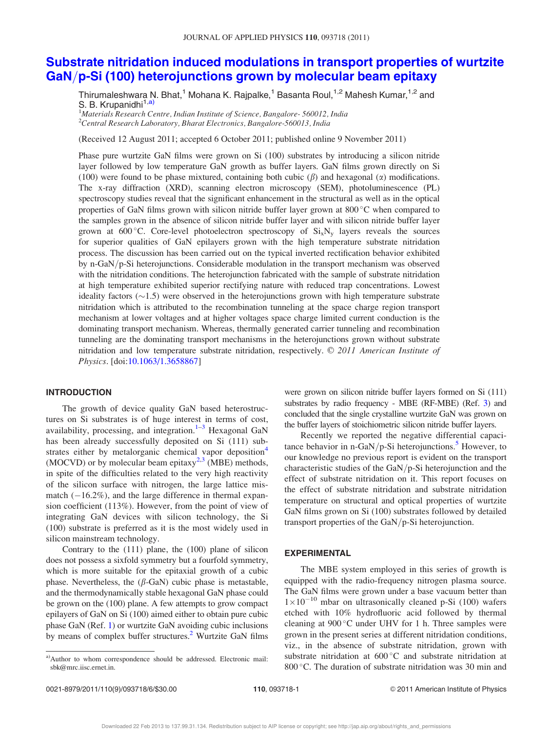# Substrate nitridation induced modulations in transport properties of wurtzite GaN/p-Si (100) heterojunctions grown by molecular beam epitaxy

Thirumaleshwara N. Bhat,[1] Mohana K. Rajpalke,[1] Basanta Roul,[1,2] Mahesh Kumar,[1,2] and S. B. Krupanidhi[1,a)]

[1]*Materials Research Centre, Indian Institute of Science, Bangalore- 560012, India*
[2]*Central Research Laboratory, Bharat Electronics, Bangalore-560013, India*

(Received 12 August 2011; accepted 6 October 2011; published online 9 November 2011)

Phase pure wurtzite GaN films were grown on Si (100) substrates by introducing a silicon nitride layer followed by low temperature GaN growth as buffer layers. GaN films grown directly on Si (100) were found to be phase mixtured, containing both cubic ($\beta$) and hexagonal ($\alpha$) modifications. The x-ray diffraction (XRD), scanning electron microscopy (SEM), photoluminescence (PL) spectroscopy studies reveal that the significant enhancement in the structural as well as in the optical properties of GaN films grown with silicon nitride buffer layer grown at 800 °C when compared to the samples grown in the absence of silicon nitride buffer layer and with silicon nitride buffer layer grown at 600 °C. Core-level photoelectron spectroscopy of $Si_xN_y$ layers reveals the sources for superior qualities of GaN epilayers grown with the high temperature substrate nitridation process. The discussion has been carried out on the typical inverted rectification behavior exhibited by n-GaN/p-Si heterojunctions. Considerable modulation in the transport mechanism was observed with the nitridation conditions. The heterojunction fabricated with the sample of substrate nitridation at high temperature exhibited superior rectifying nature with reduced trap concentrations. Lowest ideality factors (~1.5) were observed in the heterojunctions grown with high temperature substrate nitridation which is attributed to the recombination tunneling at the space charge region transport mechanism at lower voltages and at higher voltages space charge limited current conduction is the dominating transport mechanism. Whereas, thermally generated carrier tunneling and recombination tunneling are the dominating transport mechanisms in the heterojunctions grown without substrate nitridation and low temperature substrate nitridation, respectively. © *2011 American Institute of Physics*. [doi:10.1063/1.3658867]

## INTRODUCTION

The growth of device quality GaN based heterostructures on Si substrates is of huge interest in terms of cost, availability, processing, and integration.[1–3] Hexagonal GaN has been already successfully deposited on Si (111) substrates either by metalorganic chemical vapor deposition[4] (MOCVD) or by molecular beam epitaxy[2,3] (MBE) methods, in spite of the difficulties related to the very high reactivity of the silicon surface with nitrogen, the large lattice mismatch (−16.2%), and the large difference in thermal expansion coefficient (113%). However, from the point of view of integrating GaN devices with silicon technology, the Si (100) substrate is preferred as it is the most widely used in silicon mainstream technology.

Contrary to the (111) plane, the (100) plane of silicon does not possess a sixfold symmetry but a fourfold symmetry, which is more suitable for the epitaxial growth of a cubic phase. Nevertheless, the ($\beta$-GaN) cubic phase is metastable, and the thermodynamically stable hexagonal GaN phase could be grown on the (100) plane. A few attempts to grow compact epilayers of GaN on Si (100) aimed either to obtain pure cubic phase GaN (Ref. 1) or wurtzite GaN avoiding cubic inclusions by means of complex buffer structures.[2] Wurtzite GaN films were grown on silicon nitride buffer layers formed on Si (111) substrates by radio frequency - MBE (RF-MBE) (Ref. 3) and concluded that the single crystalline wurtzite GaN was grown on the buffer layers of stoichiometric silicon nitride buffer layers.

Recently we reported the negative differential capacitance behavior in n-GaN/p-Si heterojunctions.[5] However, to our knowledge no previous report is evident on the transport characteristic studies of the GaN/p-Si heterojunction and the effect of substrate nitridation on it. This report focuses on the effect of substrate nitridation and substrate nitridation temperature on structural and optical properties of wurtzite GaN films grown on Si (100) substrates followed by detailed transport properties of the GaN/p-Si heterojunction.

## EXPERIMENTAL

The MBE system employed in this series of growth is equipped with the radio-frequency nitrogen plasma source. The GaN films were grown under a base vacuum better than $1\times10^{-10}$ mbar on ultrasonically cleaned p-Si (100) wafers etched with 10% hydrofluoric acid followed by thermal cleaning at 900 °C under UHV for 1 h. Three samples were grown in the present series at different nitridation conditions, viz., in the absence of substrate nitridation, grown with substrate nitridation at 600 °C and substrate nitridation at 800 °C. The duration of substrate nitridation was 30 min and

a)Author to whom correspondence should be addressed. Electronic mail: sbk@mrc.iisc.ernet.in.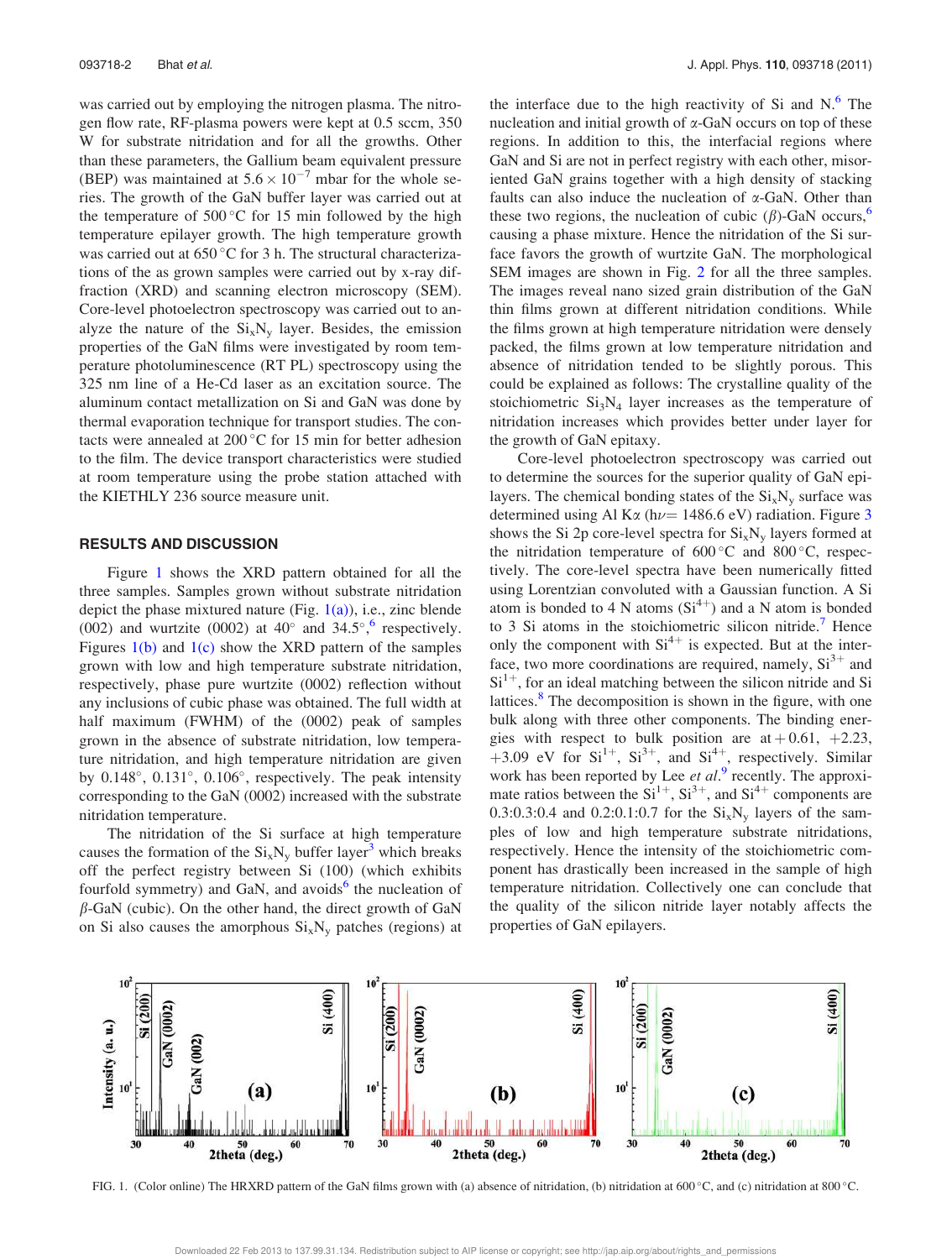was carried out by employing the nitrogen plasma. The nitrogen flow rate, RF-plasma powers were kept at 0.5 sccm, 350 W for substrate nitridation and for all the growths. Other than these parameters, the Gallium beam equivalent pressure (BEP) was maintained at $5.6 \times 10^{-7}$ mbar for the whole series. The growth of the GaN buffer layer was carried out at the temperature of 500 °C for 15 min followed by the high temperature epilayer growth. The high temperature growth was carried out at 650 °C for 3 h. The structural characterizations of the as grown samples were carried out by x-ray diffraction (XRD) and scanning electron microscopy (SEM). Core-level photoelectron spectroscopy was carried out to analyze the nature of the $Si_xN_y$ layer. Besides, the emission properties of the GaN films were investigated by room temperature photoluminescence (RT PL) spectroscopy using the 325 nm line of a He-Cd laser as an excitation source. The aluminum contact metallization on Si and GaN was done by thermal evaporation technique for transport studies. The contacts were annealed at 200 °C for 15 min for better adhesion to the film. The device transport characteristics were studied at room temperature using the probe station attached with the KIETHLY 236 source measure unit.

## RESULTS AND DISCUSSION

Figure 1 shows the XRD pattern obtained for all the three samples. Samples grown without substrate nitridation depict the phase mixtured nature (Fig. 1(a)), i.e., zinc blende (002) and wurtzite (0002) at 40° and 34.5°,[6] respectively. Figures 1(b) and 1(c) show the XRD pattern of the samples grown with low and high temperature substrate nitridation, respectively, phase pure wurtzite (0002) reflection without any inclusions of cubic phase was obtained. The full width at half maximum (FWHM) of the (0002) peak of samples grown in the absence of substrate nitridation, low temperature nitridation, and high temperature nitridation are given by 0.148°, 0.131°, 0.106°, respectively. The peak intensity corresponding to the GaN (0002) increased with the substrate nitridation temperature.

The nitridation of the Si surface at high temperature causes the formation of the $Si_xN_y$ buffer layer[3] which breaks off the perfect registry between Si (100) (which exhibits fourfold symmetry) and GaN, and avoids[6] the nucleation of $\beta$-GaN (cubic). On the other hand, the direct growth of GaN on Si also causes the amorphous $Si_xN_y$ patches (regions) at the interface due to the high reactivity of Si and N.[6] The nucleation and initial growth of $\alpha$-GaN occurs on top of these regions. In addition to this, the interfacial regions where GaN and Si are not in perfect registry with each other, misoriented GaN grains together with a high density of stacking faults can also induce the nucleation of $\alpha$-GaN. Other than these two regions, the nucleation of cubic ($\beta$)-GaN occurs,[6] causing a phase mixture. Hence the nitridation of the Si surface favors the growth of wurtzite GaN. The morphological SEM images are shown in Fig. 2 for all the three samples. The images reveal nano sized grain distribution of the GaN thin films grown at different nitridation conditions. While the films grown at high temperature nitridation were densely packed, the films grown at low temperature nitridation and absence of nitridation tended to be slightly porous. This could be explained as follows: The crystalline quality of the stoichiometric $Si_3N_4$ layer increases as the temperature of nitridation increases which provides better under layer for the growth of GaN epitaxy.

Core-level photoelectron spectroscopy was carried out to determine the sources for the superior quality of GaN epilayers. The chemical bonding states of the $Si_xN_y$ surface was determined using Al K$\alpha$ (h$\nu$ = 1486.6 eV) radiation. Figure 3 shows the Si 2p core-level spectra for $Si_xN_y$ layers formed at the nitridation temperature of 600 °C and 800 °C, respectively. The core-level spectra have been numerically fitted using Lorentzian convoluted with a Gaussian function. A Si atom is bonded to 4 N atoms ($Si^{4+}$) and a N atom is bonded to 3 Si atoms in the stoichiometric silicon nitride.[7] Hence only the component with $Si^{4+}$ is expected. But at the interface, two more coordinations are required, namely, $Si^{3+}$ and $Si^{1+}$, for an ideal matching between the silicon nitride and Si lattices.[8] The decomposition is shown in the figure, with one bulk along with three other components. The binding energies with respect to bulk position are at +0.61, +2.23, +3.09 eV for $Si^{1+}$, $Si^{3+}$, and $Si^{4+}$, respectively. Similar work has been reported by Lee *et al.*[9] recently. The approximate ratios between the $Si^{1+}$, $Si^{3+}$, and $Si^{4+}$ components are 0.3:0.3:0.4 and 0.2:0.1:0.7 for the $Si_xN_y$ layers of the samples of low and high temperature substrate nitridations, respectively. Hence the intensity of the stoichiometric component has drastically been increased in the sample of high temperature nitridation. Collectively one can conclude that the quality of the silicon nitride layer notably affects the properties of GaN epilayers.

FIG. 1. (Color online) The HRXRD pattern of the GaN films grown with (a) absence of nitridation, (b) nitridation at 600 °C, and (c) nitridation at 800 °C.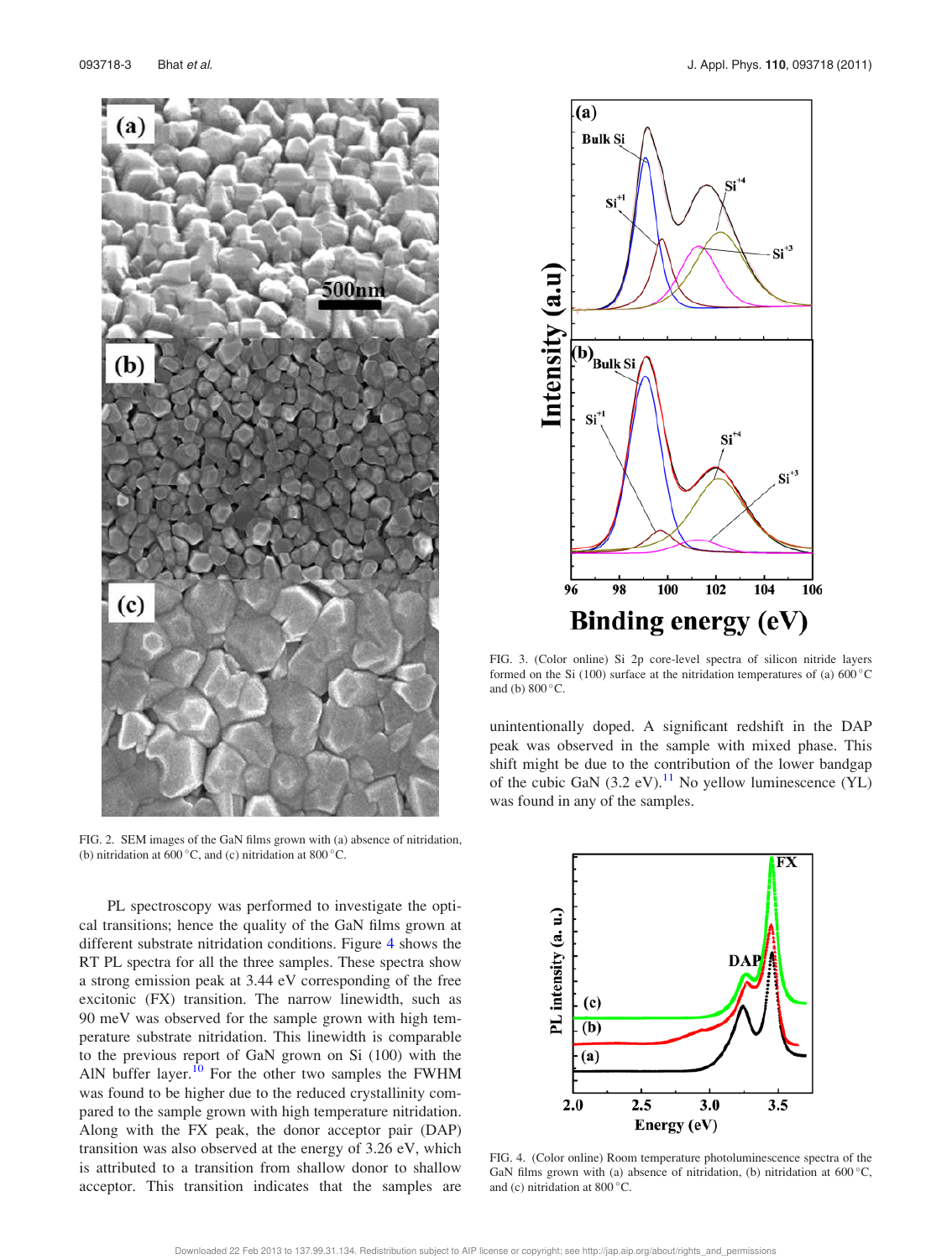FIG. 2. SEM images of the GaN films grown with (a) absence of nitridation, (b) nitridation at 600 °C, and (c) nitridation at 800 °C.

PL spectroscopy was performed to investigate the optical transitions; hence the quality of the GaN films grown at different substrate nitridation conditions. Figure 4 shows the RT PL spectra for all the three samples. These spectra show a strong emission peak at 3.44 eV corresponding of the free excitonic (FX) transition. The narrow linewidth, such as 90 meV was observed for the sample grown with high temperature substrate nitridation. This linewidth is comparable to the previous report of GaN grown on Si (100) with the AlN buffer layer.[10] For the other two samples the FWHM was found to be higher due to the reduced crystallinity compared to the sample grown with high temperature nitridation. Along with the FX peak, the donor acceptor pair (DAP) transition was also observed at the energy of 3.26 eV, which is attributed to a transition from shallow donor to shallow acceptor. This transition indicates that the samples are unintentionally doped. A significant redshift in the DAP peak was observed in the sample with mixed phase. This shift might be due to the contribution of the lower bandgap of the cubic GaN (3.2 eV).[11] No yellow luminescence (YL) was found in any of the samples.

FIG. 3. (Color online) Si 2p core-level spectra of silicon nitride layers formed on the Si (100) surface at the nitridation temperatures of (a) 600 °C and (b) 800 °C.

FIG. 4. (Color online) Room temperature photoluminescence spectra of the GaN films grown with (a) absence of nitridation, (b) nitridation at 600 °C, and (c) nitridation at 800 °C.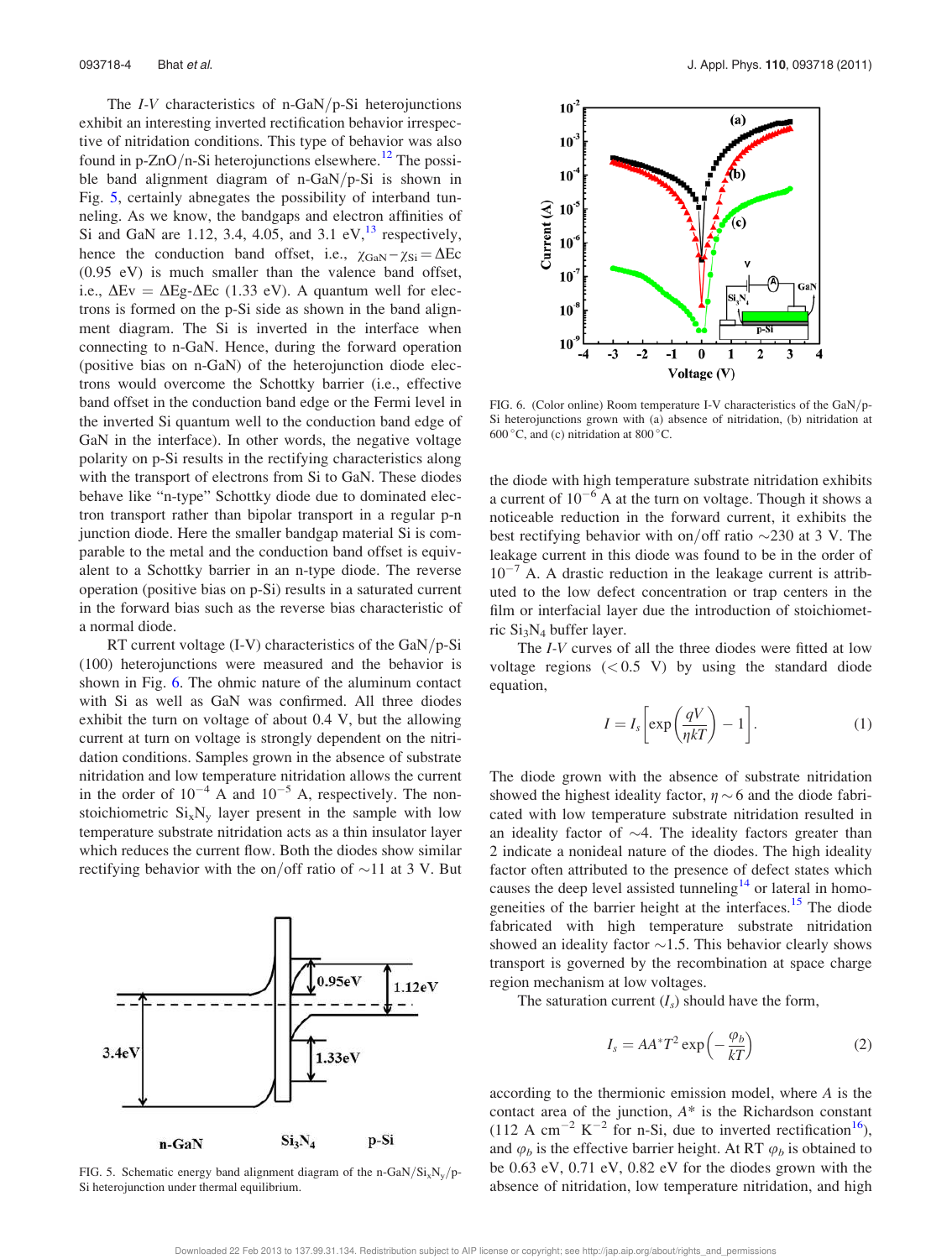The *I-V* characteristics of n-GaN/p-Si heterojunctions exhibit an interesting inverted rectification behavior irrespective of nitridation conditions. This type of behavior was also found in p-ZnO/n-Si heterojunctions elsewhere.[12] The possible band alignment diagram of n-GaN/p-Si is shown in Fig. 5, certainly abnegates the possibility of interband tunneling. As we know, the bandgaps and electron affinities of Si and GaN are 1.12, 3.4, 4.05, and 3.1 eV,[13] respectively, hence the conduction band offset, i.e., $\chi_{GaN} - \chi_{Si} = \Delta Ec$ (0.95 eV) is much smaller than the valence band offset, i.e., $\Delta Ev = \Delta Eg - \Delta Ec$ (1.33 eV). A quantum well for electrons is formed on the p-Si side as shown in the band alignment diagram. The Si is inverted in the interface when connecting to n-GaN. Hence, during the forward operation (positive bias on n-GaN) of the heterojunction diode electrons would overcome the Schottky barrier (i.e., effective band offset in the conduction band edge or the Fermi level in the inverted Si quantum well to the conduction band edge of GaN in the interface). In other words, the negative voltage polarity on p-Si results in the rectifying characteristics along with the transport of electrons from Si to GaN. These diodes behave like "n-type" Schottky diode due to dominated electron transport rather than bipolar transport in a regular p-n junction diode. Here the smaller bandgap material Si is comparable to the metal and the conduction band offset is equivalent to a Schottky barrier in an n-type diode. The reverse operation (positive bias on p-Si) results in a saturated current in the forward bias such as the reverse bias characteristic of a normal diode.

RT current voltage (I-V) characteristics of the GaN/p-Si (100) heterojunctions were measured and the behavior is shown in Fig. 6. The ohmic nature of the aluminum contact with Si as well as GaN was confirmed. All three diodes exhibit the turn on voltage of about 0.4 V, but the allowing current at turn on voltage is strongly dependent on the nitridation conditions. Samples grown in the absence of substrate nitridation and low temperature nitridation allows the current in the order of $10^{-4}$ A and $10^{-5}$ A, respectively. The non-stoichiometric $Si_xN_y$ layer present in the sample with low temperature substrate nitridation acts as a thin insulator layer which reduces the current flow. Both the diodes show similar rectifying behavior with the on/off ratio of ~11 at 3 V. But the diode with high temperature substrate nitridation exhibits a current of $10^{-6}$ A at the turn on voltage. Though it shows a noticeable reduction in the forward current, it exhibits the best rectifying behavior with on/off ratio ~230 at 3 V. The leakage current in this diode was found to be in the order of $10^{-7}$ A. A drastic reduction in the leakage current is attributed to the low defect concentration or trap centers in the film or interfacial layer due the introduction of stoichiometric $Si_3N_4$ buffer layer.

FIG. 5. Schematic energy band alignment diagram of the n-GaN/$Si_xN_y$/p-Si heterojunction under thermal equilibrium.

FIG. 6. (Color online) Room temperature I-V characteristics of the GaN/p-Si heterojunctions grown with (a) absence of nitridation, (b) nitridation at 600 °C, and (c) nitridation at 800 °C.

The *I-V* curves of all the three diodes were fitted at low voltage regions (<0.5 V) by using the standard diode equation,

$$I = I_s\left[\exp\left(\frac{qV}{\eta kT}\right) - 1\right]. \tag{1}$$

The diode grown with the absence of substrate nitridation showed the highest ideality factor, $\eta \sim 6$ and the diode fabricated with low temperature substrate nitridation resulted in an ideality factor of ~4. The ideality factors greater than 2 indicate a nonideal nature of the diodes. The high ideality factor often attributed to the presence of defect states which causes the deep level assisted tunneling[14] or lateral in homogeneities of the barrier height at the interfaces.[15] The diode fabricated with high temperature substrate nitridation showed an ideality factor ~1.5. This behavior clearly shows transport is governed by the recombination at space charge region mechanism at low voltages.

The saturation current ($I_s$) should have the form,

$$I_s = AA^*T^2 \exp\left(-\frac{\varphi_b}{kT}\right) \tag{2}$$

according to the thermionic emission model, where $A$ is the contact area of the junction, $A^*$ is the Richardson constant (112 A $cm^{-2}$ $K^{-2}$ for n-Si, due to inverted rectification[16]), and $\varphi_b$ is the effective barrier height. At RT $\varphi_b$ is obtained to be 0.63 eV, 0.71 eV, 0.82 eV for the diodes grown with the absence of nitridation, low temperature nitridation, and high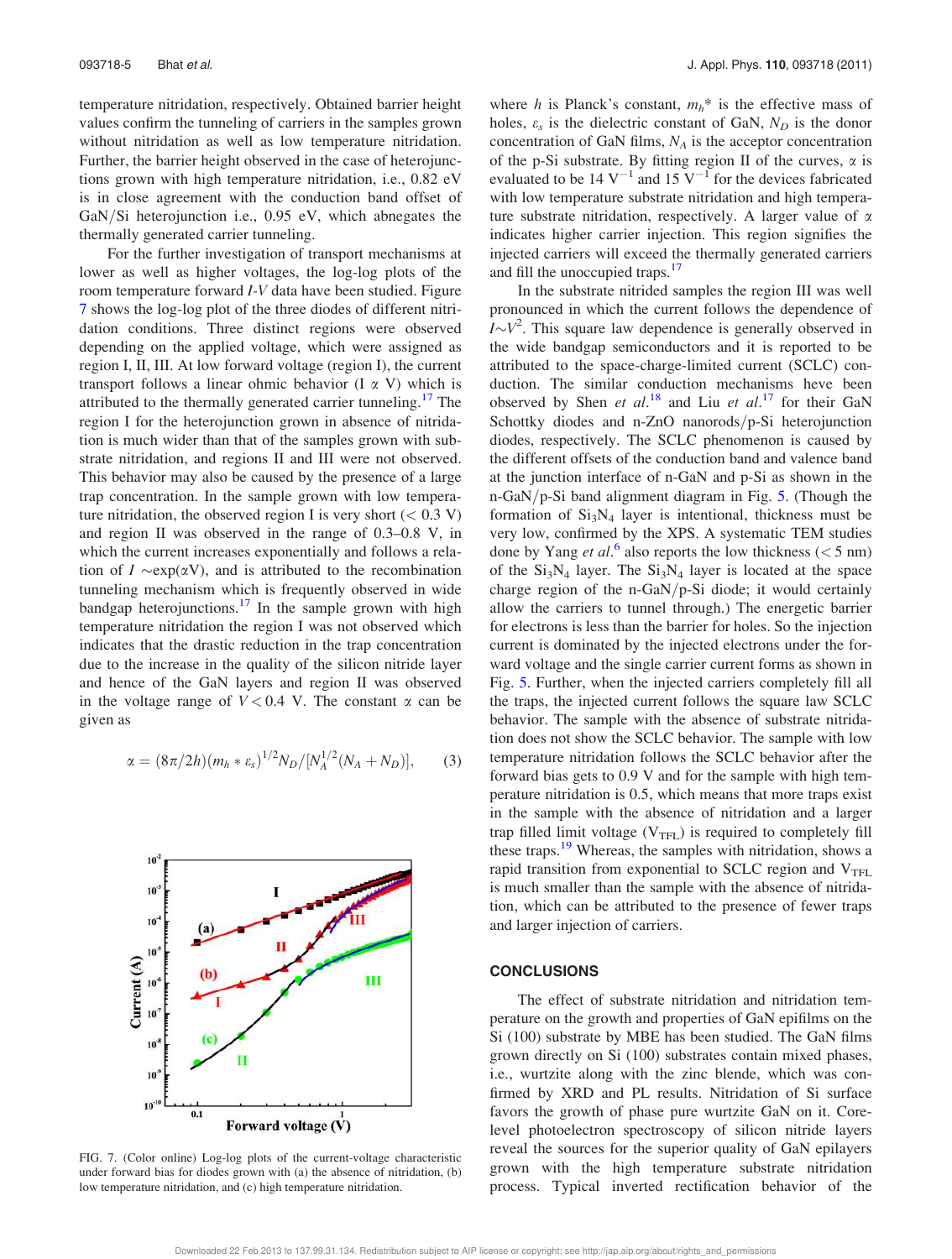temperature nitridation, respectively. Obtained barrier height values confirm the tunneling of carriers in the samples grown without nitridation as well as low temperature nitridation. Further, the barrier height observed in the case of heterojunctions grown with high temperature nitridation, i.e., 0.82 eV is in close agreement with the conduction band offset of GaN/Si heterojunction i.e., 0.95 eV, which abnegates the thermally generated carrier tunneling.

For the further investigation of transport mechanisms at lower as well as higher voltages, the log-log plots of the room temperature forward *I-V* data have been studied. Figure 7 shows the log-log plot of the three diodes of different nitridation conditions. Three distinct regions were observed depending on the applied voltage, which were assigned as region I, II, III. At low forward voltage (region I), the current transport follows a linear ohmic behavior ($I \propto V$) which is attributed to the thermally generated carrier tunneling.[17] The region I for the heterojunction grown in absence of nitridation is much wider than that of the samples grown with substrate nitridation, and regions II and III were not observed. This behavior may also be caused by the presence of a large trap concentration. In the sample grown with low temperature nitridation, the observed region I is very short (< 0.3 V) and region II was observed in the range of 0.3–0.8 V, in which the current increases exponentially and follows a relation of $I \sim \exp(\alpha V)$, and is attributed to the recombination tunneling mechanism which is frequently observed in wide bandgap heterojunctions.[17] In the sample grown with high temperature nitridation the region I was not observed which indicates that the drastic reduction in the trap concentration due to the increase in the quality of the silicon nitride layer and hence of the GaN layers and region II was observed in the voltage range of $V < 0.4$ V. The constant $\alpha$ can be given as

$$\alpha = (8\pi/2h)(m_h * \varepsilon_s)^{1/2} N_D / [N_A^{1/2}(N_A + N_D)], \qquad (3)$$

FIG. 7. (Color online) Log-log plots of the current-voltage characteristic under forward bias for diodes grown with (a) the absence of nitridation, (b) low temperature nitridation, and (c) high temperature nitridation.

where $h$ is Planck's constant, $m_h^*$ is the effective mass of holes, $\varepsilon_s$ is the dielectric constant of GaN, $N_D$ is the donor concentration of GaN films, $N_A$ is the acceptor concentration of the p-Si substrate. By fitting region II of the curves, $\alpha$ is evaluated to be 14 $V^{-1}$ and 15 $V^{-1}$ for the devices fabricated with low temperature substrate nitridation and high temperature substrate nitridation, respectively. A larger value of $\alpha$ indicates higher carrier injection. This region signifies the injected carriers will exceed the thermally generated carriers and fill the unoccupied traps.[17]

In the substrate nitrided samples the region III was well pronounced in which the current follows the dependence of $I \sim V^2$. This square law dependence is generally observed in the wide bandgap semiconductors and it is reported to be attributed to the space-charge-limited current (SCLC) conduction. The similar conduction mechanisms heve been observed by Shen *et al.*[18] and Liu *et al.*[17] for their GaN Schottky diodes and n-ZnO nanorods/p-Si heterojunction diodes, respectively. The SCLC phenomenon is caused by the different offsets of the conduction band and valence band at the junction interface of n-GaN and p-Si as shown in the n-GaN/p-Si band alignment diagram in Fig. 5. (Though the formation of $Si_3N_4$ layer is intentional, thickness must be very low, confirmed by the XPS. A systematic TEM studies done by Yang *et al.*[6] also reports the low thickness (< 5 nm) of the $Si_3N_4$ layer. The $Si_3N_4$ layer is located at the space charge region of the n-GaN/p-Si diode; it would certainly allow the carriers to tunnel through.) The energetic barrier for electrons is less than the barrier for holes. So the injection current is dominated by the injected electrons under the forward voltage and the single carrier current forms as shown in Fig. 5. Further, when the injected carriers completely fill all the traps, the injected current follows the square law SCLC behavior. The sample with the absence of substrate nitridation does not show the SCLC behavior. The sample with low temperature nitridation follows the SCLC behavior after the forward bias gets to 0.9 V and for the sample with high temperature nitridation is 0.5, which means that more traps exist in the sample with the absence of nitridation and a larger trap filled limit voltage ($V_{TFL}$) is required to completely fill these traps.[19] Whereas, the samples with nitridation, shows a rapid transition from exponential to SCLC region and $V_{TFL}$ is much smaller than the sample with the absence of nitridation, which can be attributed to the presence of fewer traps and larger injection of carriers.

## CONCLUSIONS

The effect of substrate nitridation and nitridation temperature on the growth and properties of GaN epifilms on the Si (100) substrate by MBE has been studied. The GaN films grown directly on Si (100) substrates contain mixed phases, i.e., wurtzite along with the zinc blende, which was confirmed by XRD and PL results. Nitridation of Si surface favors the growth of phase pure wurtzite GaN on it. Core-level photoelectron spectroscopy of silicon nitride layers reveal the sources for the superior quality of GaN epilayers grown with the high temperature substrate nitridation process. Typical inverted rectification behavior of the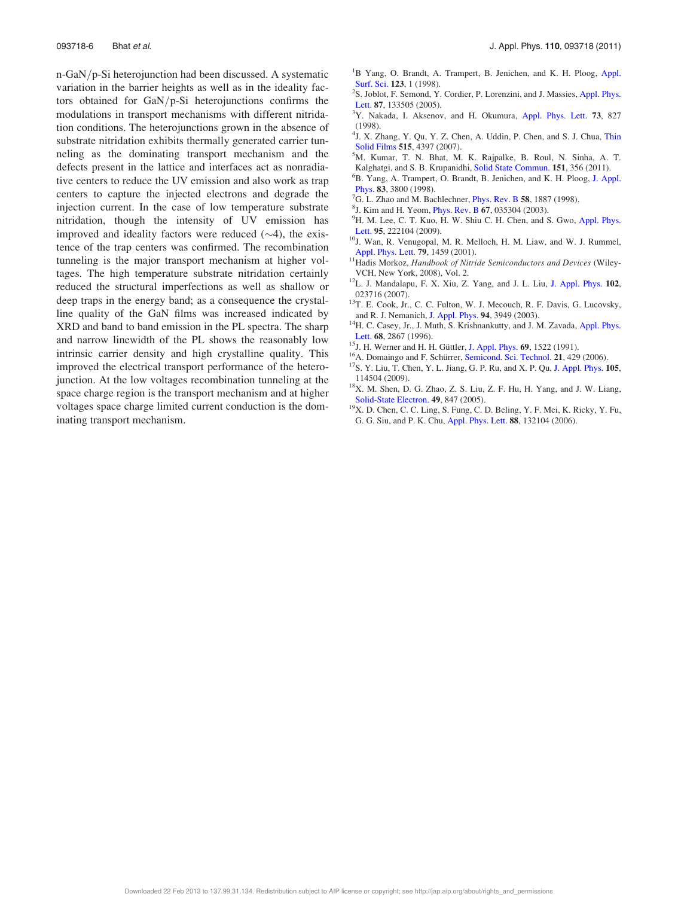n-GaN/p-Si heterojunction had been discussed. A systematic variation in the barrier heights as well as in the ideality factors obtained for GaN/p-Si heterojunctions confirms the modulations in transport mechanisms with different nitridation conditions. The heterojunctions grown in the absence of substrate nitridation exhibits thermally generated carrier tunneling as the dominating transport mechanism and the defects present in the lattice and interfaces act as nonradiative centers to reduce the UV emission and also work as trap centers to capture the injected electrons and degrade the injection current. In the case of low temperature substrate nitridation, though the intensity of UV emission has improved and ideality factors were reduced (∼4), the existence of the trap centers was confirmed. The recombination tunneling is the major transport mechanism at higher voltages. The high temperature substrate nitridation certainly reduced the structural imperfections as well as shallow or deep traps in the energy band; as a consequence the crystalline quality of the GaN films was increased indicated by XRD and band to band emission in the PL spectra. The sharp and narrow linewidth of the PL shows the reasonably low intrinsic carrier density and high crystalline quality. This improved the electrical transport performance of the heterojunction. At the low voltages recombination tunneling at the space charge region is the transport mechanism and at higher voltages space charge limited current conduction is the dominating transport mechanism.

[1] B Yang, O. Brandt, A. Trampert, B. Jenichen, and K. H. Ploog, Appl. Surf. Sci. **123**, 1 (1998).
[2] S. Joblot, F. Semond, Y. Cordier, P. Lorenzini, and J. Massies, Appl. Phys. Lett. **87**, 133505 (2005).
[3] Y. Nakada, I. Aksenov, and H. Okumura, Appl. Phys. Lett. **73**, 827 (1998).
[4] J. X. Zhang, Y. Qu, Y. Z. Chen, A. Uddin, P. Chen, and S. J. Chua, Thin Solid Films **515**, 4397 (2007).
[5] M. Kumar, T. N. Bhat, M. K. Rajpalke, B. Roul, N. Sinha, A. T. Kalghatgi, and S. B. Krupanidhi, Solid State Commun. **151**, 356 (2011).
[6] B. Yang, A. Trampert, O. Brandt, B. Jenichen, and K. H. Ploog, J. Appl. Phys. **83**, 3800 (1998).
[7] G. L. Zhao and M. Bachlechner, Phys. Rev. B **58**, 1887 (1998).
[8] J. Kim and H. Yeom, Phys. Rev. B **67**, 035304 (2003).
[9] H. M. Lee, C. T. Kuo, H. W. Shiu C. H. Chen, and S. Gwo, Appl. Phys. Lett. **95**, 222104 (2009).
[10] J. Wan, R. Venugopal, M. R. Melloch, H. M. Liaw, and W. J. Rummel, Appl. Phys. Lett. **79**, 1459 (2001).
[11] Hadis Morkoz, *Handbook of Nitride Semiconductors and Devices* (Wiley-VCH, New York, 2008), Vol. 2.
[12] L. J. Mandalapu, F. X. Xiu, Z. Yang, and J. L. Liu, J. Appl. Phys. **102**, 023716 (2007).
[13] T. E. Cook, Jr., C. C. Fulton, W. J. Mecouch, R. F. Davis, G. Lucovsky, and R. J. Nemanich, J. Appl. Phys. **94**, 3949 (2003).
[14] H. C. Casey, Jr., J. Muth, S. Krishnankutty, and J. M. Zavada, Appl. Phys. Lett. **68**, 2867 (1996).
[15] J. H. Werner and H. H. Güttler, J. Appl. Phys. **69**, 1522 (1991).
[16] A. Domaingo and F. Schürrer, Semicond. Sci. Technol. **21**, 429 (2006).
[17] S. Y. Liu, T. Chen, Y. L. Jiang, G. P. Ru, and X. P. Qu, J. Appl. Phys. **105**, 114504 (2009).
[18] X. M. Shen, D. G. Zhao, Z. S. Liu, Z. F. Hu, H. Yang, and J. W. Liang, Solid-State Electron. **49**, 847 (2005).
[19] X. D. Chen, C. C. Ling, S. Fung, C. D. Beling, Y. F. Mei, K. Ricky, Y. Fu, G. G. Siu, and P. K. Chu, Appl. Phys. Lett. **88**, 132104 (2006).